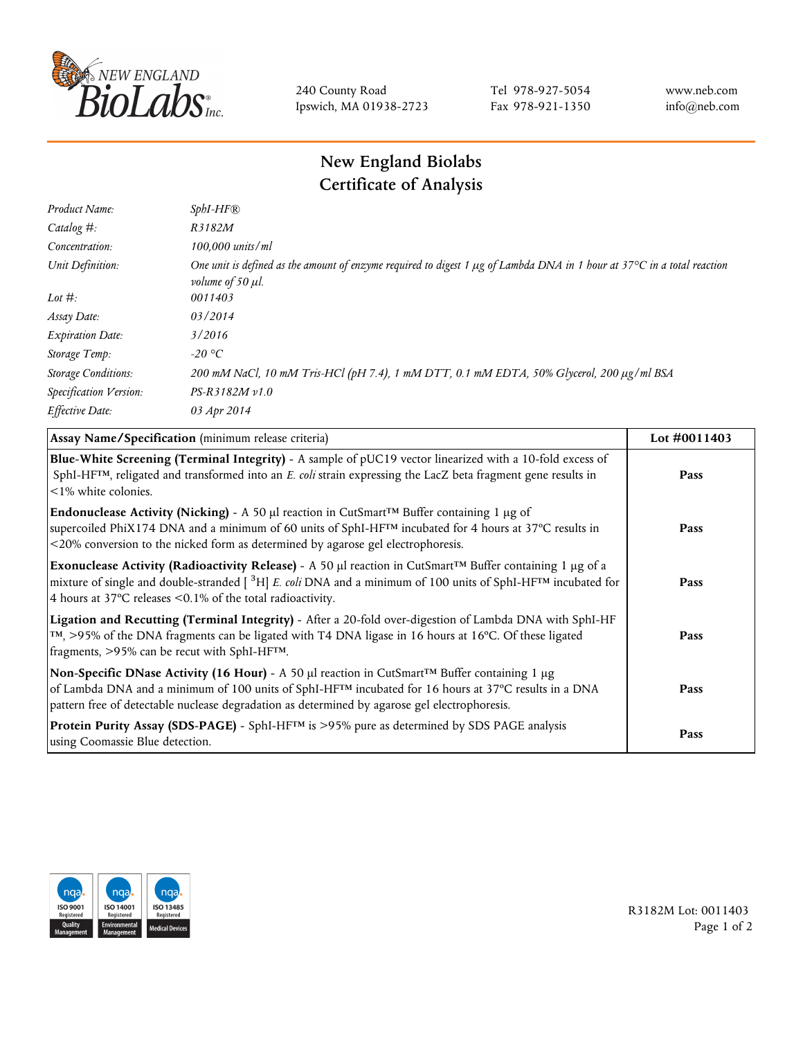NEW ENGLAND BioLabs Inc.

240 County Road
Ipswich, MA 01938-2723

Tel 978-927-5054
Fax 978-921-1350

www.neb.com
info@neb.com

# New England Biolabs
# Certificate of Analysis

| | |
|---|---|
| *Product Name:* | *SphI-HF®* |
| *Catalog #:* | *R3182M* |
| *Concentration:* | *100,000 units/ml* |
| *Unit Definition:* | *One unit is defined as the amount of enzyme required to digest 1 µg of Lambda DNA in 1 hour at 37°C in a total reaction volume of 50 µl.* |
| *Lot #:* | *0011403* |
| *Assay Date:* | *03/2014* |
| *Expiration Date:* | *3/2016* |
| *Storage Temp:* | *-20 °C* |
| *Storage Conditions:* | *200 mM NaCl, 10 mM Tris-HCl (pH 7.4), 1 mM DTT, 0.1 mM EDTA, 50% Glycerol, 200 µg/ml BSA* |
| *Specification Version:* | *PS-R3182M v1.0* |
| *Effective Date:* | *03 Apr 2014* |

| **Assay Name/Specification** (minimum release criteria) | **Lot #0011403** |
|---|---|
| **Blue-White Screening (Terminal Integrity)** - A sample of pUC19 vector linearized with a 10-fold excess of SphI-HF™, religated and transformed into an *E. coli* strain expressing the LacZ beta fragment gene results in <1% white colonies. | **Pass** |
| **Endonuclease Activity (Nicking)** - A 50 µl reaction in CutSmart™ Buffer containing 1 µg of supercoiled PhiX174 DNA and a minimum of 60 units of SphI-HF™ incubated for 4 hours at 37°C results in <20% conversion to the nicked form as determined by agarose gel electrophoresis. | **Pass** |
| **Exonuclease Activity (Radioactivity Release)** - A 50 µl reaction in CutSmart™ Buffer containing 1 µg of a mixture of single and double-stranded [ $^{3}$H] *E. coli* DNA and a minimum of 100 units of SphI-HF™ incubated for 4 hours at 37°C releases <0.1% of the total radioactivity. | **Pass** |
| **Ligation and Recutting (Terminal Integrity)** - After a 20-fold over-digestion of Lambda DNA with SphI-HF™, >95% of the DNA fragments can be ligated with T4 DNA ligase in 16 hours at 16°C. Of these ligated fragments, >95% can be recut with SphI-HF™. | **Pass** |
| **Non-Specific DNase Activity (16 Hour)** - A 50 µl reaction in CutSmart™ Buffer containing 1 µg of Lambda DNA and a minimum of 100 units of SphI-HF™ incubated for 16 hours at 37°C results in a DNA pattern free of detectable nuclease degradation as determined by agarose gel electrophoresis. | **Pass** |
| **Protein Purity Assay (SDS-PAGE)** - SphI-HF™ is >95% pure as determined by SDS PAGE analysis using Coomassie Blue detection. | **Pass** |

nqa ISO 9001 Registered Quality Management | nqa ISO 14001 Registered Environmental Management | nqa ISO 13485 Registered Medical Devices

R3182M Lot: 0011403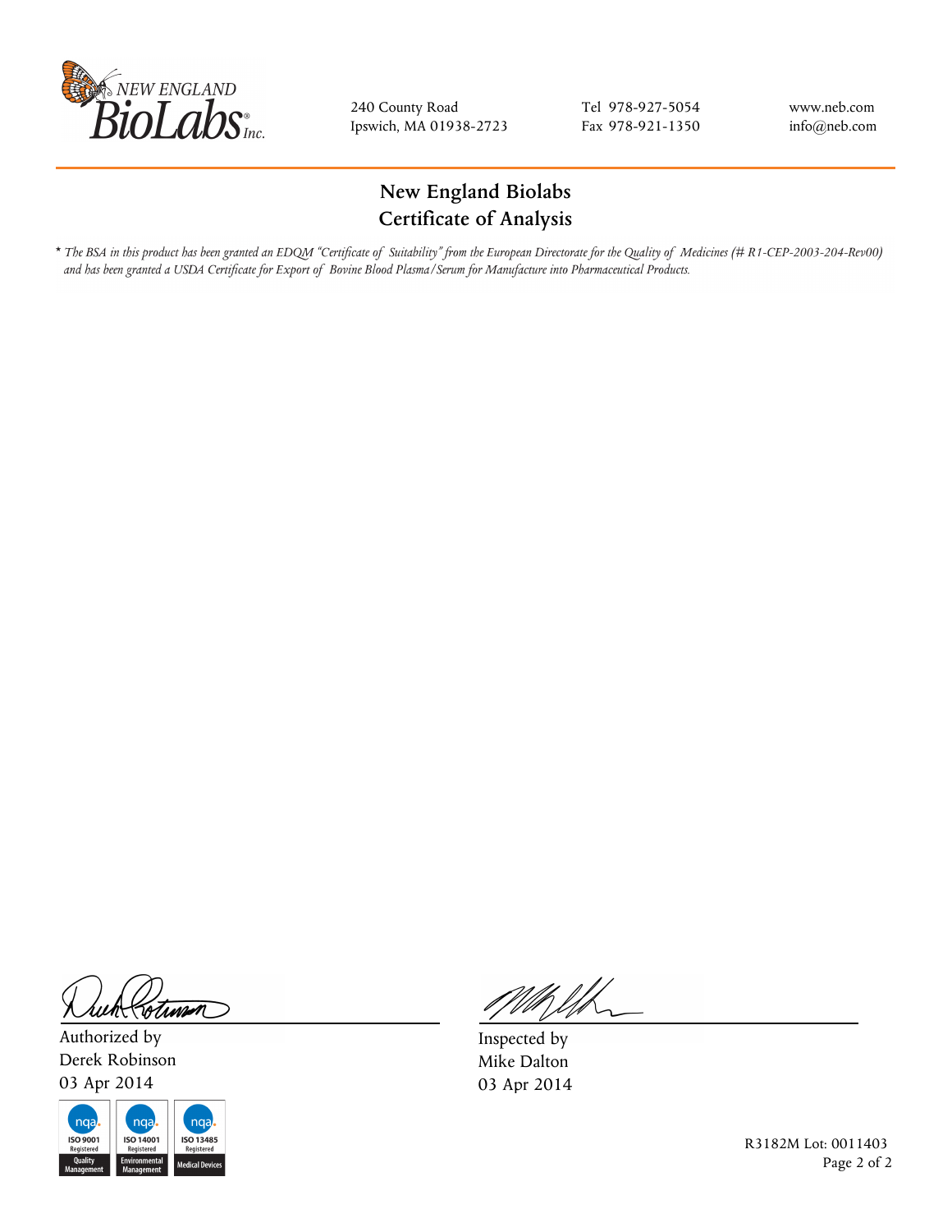240 County Road
Ipswich, MA 01938-2723

Tel 978-927-5054
Fax 978-921-1350

www.neb.com
info@neb.com

## New England Biolabs
## Certificate of Analysis

\* *The BSA in this product has been granted an EDQM "Certificate of Suitability" from the European Directorate for the Quality of Medicines (# R1-CEP-2003-204-Rev00) and has been granted a USDA Certificate for Export of Bovine Blood Plasma/Serum for Manufacture into Pharmaceutical Products.*

Authorized by
Derek Robinson
03 Apr 2014

Inspected by
Mike Dalton
03 Apr 2014

ISO 9001 Registered Quality Management
ISO 14001 Registered Environmental Management
ISO 13485 Registered Medical Devices

R3182M Lot: 0011403